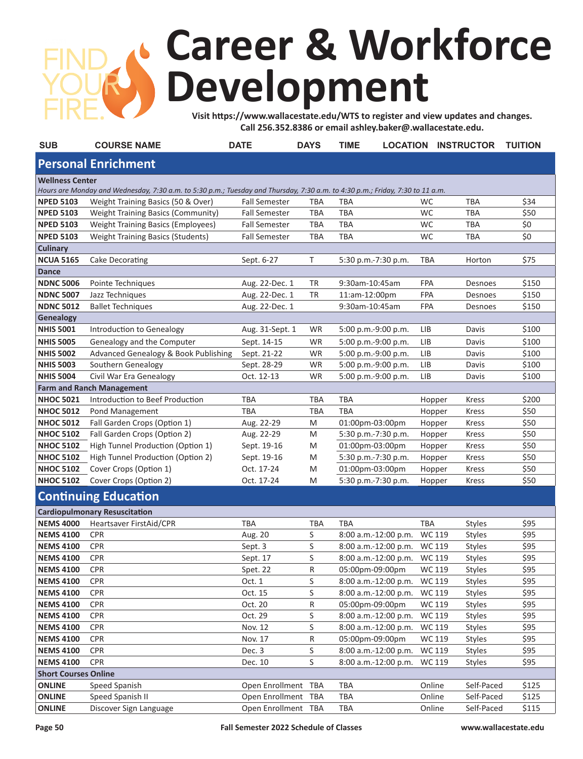FIND YOUR FIRE.

# Career & Workforce Development

**Visit https://www.wallacestate.edu/WTS to register and view updates and changes. Call 256.352.8386 or email ashley.baker@.wallacestate.edu.**

| SUB | COURSE NAME | DATE | DAYS | TIME | LOCATION | INSTRUCTOR | TUITION |
|---|---|---|---|---|---|---|---|
| **Personal Enrichment** | | | | | | | |
| **Wellness Center** | | | | | | | |
| *Hours are Monday and Wednesday, 7:30 a.m. to 5:30 p.m.; Tuesday and Thursday, 7:30 a.m. to 4:30 p.m.; Friday, 7:30 to 11 a.m.* | | | | | | | |
| **NPED 5103** | Weight Training Basics (50 & Over) | Fall Semester | TBA | TBA | WC | TBA | $34 |
| **NPED 5103** | Weight Training Basics (Community) | Fall Semester | TBA | TBA | WC | TBA | $50 |
| **NPED 5103** | Weight Training Basics (Employees) | Fall Semester | TBA | TBA | WC | TBA | $0 |
| **NPED 5103** | Weight Training Basics (Students) | Fall Semester | TBA | TBA | WC | TBA | $0 |
| **Culinary** | | | | | | | |
| **NCUA 5165** | Cake Decorating | Sept. 6-27 | T | 5:30 p.m.-7:30 p.m. | TBA | Horton | $75 |
| **Dance** | | | | | | | |
| **NDNC 5006** | Pointe Techniques | Aug. 22-Dec. 1 | TR | 9:30am-10:45am | FPA | Desnoes | $150 |
| **NDNC 5007** | Jazz Techniques | Aug. 22-Dec. 1 | TR | 11:am-12:00pm | FPA | Desnoes | $150 |
| **NDNC 5012** | Ballet Techniques | Aug. 22-Dec. 1 | | 9:30am-10:45am | FPA | Desnoes | $150 |
| **Genealogy** | | | | | | | |
| **NHIS 5001** | Introduction to Genealogy | Aug. 31-Sept. 1 | WR | 5:00 p.m.-9:00 p.m. | LIB | Davis | $100 |
| **NHIS 5005** | Genealogy and the Computer | Sept. 14-15 | WR | 5:00 p.m.-9:00 p.m. | LIB | Davis | $100 |
| **NHIS 5002** | Advanced Genealogy & Book Publishing | Sept. 21-22 | WR | 5:00 p.m.-9:00 p.m. | LIB | Davis | $100 |
| **NHIS 5003** | Southern Genealogy | Sept. 28-29 | WR | 5:00 p.m.-9:00 p.m. | LIB | Davis | $100 |
| **NHIS 5004** | Civil War Era Genealogy | Oct. 12-13 | WR | 5:00 p.m.-9:00 p.m. | LIB | Davis | $100 |
| **Farm and Ranch Management** | | | | | | | |
| **NHOC 5021** | Introduction to Beef Production | TBA | TBA | TBA | Hopper | Kress | $200 |
| **NHOC 5012** | Pond Management | TBA | TBA | TBA | Hopper | Kress | $50 |
| **NHOC 5012** | Fall Garden Crops (Option 1) | Aug. 22-29 | M | 01:00pm-03:00pm | Hopper | Kress | $50 |
| **NHOC 5102** | Fall Garden Crops (Option 2) | Aug. 22-29 | M | 5:30 p.m.-7:30 p.m. | Hopper | Kress | $50 |
| **NHOC 5102** | High Tunnel Production (Option 1) | Sept. 19-16 | M | 01:00pm-03:00pm | Hopper | Kress | $50 |
| **NHOC 5102** | High Tunnel Production (Option 2) | Sept. 19-16 | M | 5:30 p.m.-7:30 p.m. | Hopper | Kress | $50 |
| **NHOC 5102** | Cover Crops (Option 1) | Oct. 17-24 | M | 01:00pm-03:00pm | Hopper | Kress | $50 |
| **NHOC 5102** | Cover Crops (Option 2) | Oct. 17-24 | M | 5:30 p.m.-7:30 p.m. | Hopper | Kress | $50 |
| **Continuing Education** | | | | | | | |
| **Cardiopulmonary Resuscitation** | | | | | | | |
| **NEMS 4000** | Heartsaver FirstAid/CPR | TBA | TBA | TBA | TBA | Styles | $95 |
| **NEMS 4100** | CPR | Aug. 20 | S | 8:00 a.m.-12:00 p.m. | WC 119 | Styles | $95 |
| **NEMS 4100** | CPR | Sept. 3 | S | 8:00 a.m.-12:00 p.m. | WC 119 | Styles | $95 |
| **NEMS 4100** | CPR | Sept. 17 | S | 8:00 a.m.-12:00 p.m. | WC 119 | Styles | $95 |
| **NEMS 4100** | CPR | Spet. 22 | R | 05:00pm-09:00pm | WC 119 | Styles | $95 |
| **NEMS 4100** | CPR | Oct. 1 | S | 8:00 a.m.-12:00 p.m. | WC 119 | Styles | $95 |
| **NEMS 4100** | CPR | Oct. 15 | S | 8:00 a.m.-12:00 p.m. | WC 119 | Styles | $95 |
| **NEMS 4100** | CPR | Oct. 20 | R | 05:00pm-09:00pm | WC 119 | Styles | $95 |
| **NEMS 4100** | CPR | Oct. 29 | S | 8:00 a.m.-12:00 p.m. | WC 119 | Styles | $95 |
| **NEMS 4100** | CPR | Nov. 12 | S | 8:00 a.m.-12:00 p.m. | WC 119 | Styles | $95 |
| **NEMS 4100** | CPR | Nov. 17 | R | 05:00pm-09:00pm | WC 119 | Styles | $95 |
| **NEMS 4100** | CPR | Dec. 3 | S | 8:00 a.m.-12:00 p.m. | WC 119 | Styles | $95 |
| **NEMS 4100** | CPR | Dec. 10 | S | 8:00 a.m.-12:00 p.m. | WC 119 | Styles | $95 |
| **Short Courses Online** | | | | | | | |
| **ONLINE** | Speed Spanish | Open Enrollment | TBA | TBA | Online | Self-Paced | $125 |
| **ONLINE** | Speed Spanish II | Open Enrollment | TBA | TBA | Online | Self-Paced | $125 |
| **ONLINE** | Discover Sign Language | Open Enrollment | TBA | TBA | Online | Self-Paced | $115 |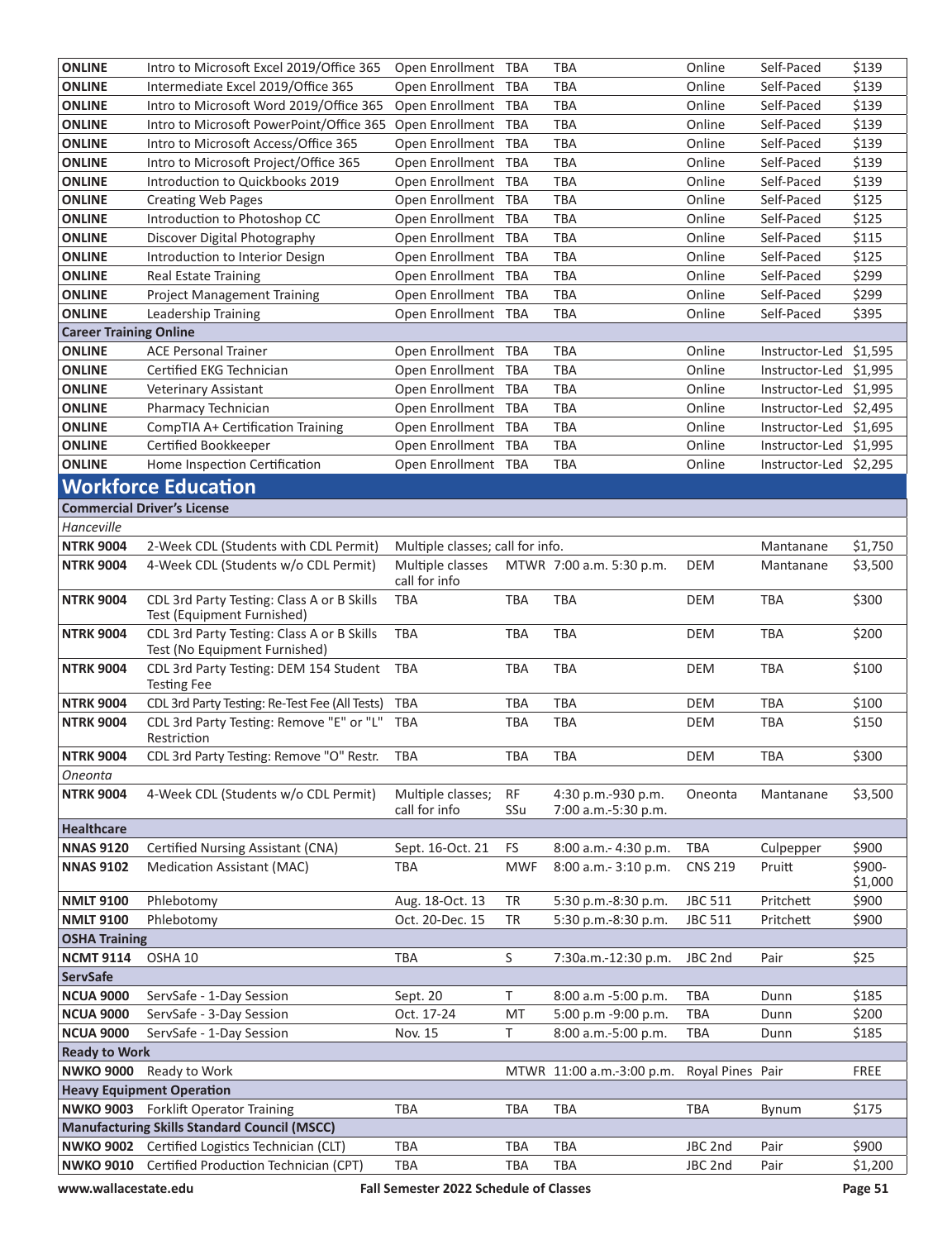| | | | | | | | |
|---|---|---|---|---|---|---|---|
| **ONLINE** | Intro to Microsoft Excel 2019/Office 365 | Open Enrollment | TBA | TBA | Online | Self-Paced | $139 |
| **ONLINE** | Intermediate Excel 2019/Office 365 | Open Enrollment | TBA | TBA | Online | Self-Paced | $139 |
| **ONLINE** | Intro to Microsoft Word 2019/Office 365 | Open Enrollment | TBA | TBA | Online | Self-Paced | $139 |
| **ONLINE** | Intro to Microsoft PowerPoint/Office 365 | Open Enrollment | TBA | TBA | Online | Self-Paced | $139 |
| **ONLINE** | Intro to Microsoft Access/Office 365 | Open Enrollment | TBA | TBA | Online | Self-Paced | $139 |
| **ONLINE** | Intro to Microsoft Project/Office 365 | Open Enrollment | TBA | TBA | Online | Self-Paced | $139 |
| **ONLINE** | Introduction to Quickbooks 2019 | Open Enrollment | TBA | TBA | Online | Self-Paced | $139 |
| **ONLINE** | Creating Web Pages | Open Enrollment | TBA | TBA | Online | Self-Paced | $125 |
| **ONLINE** | Introduction to Photoshop CC | Open Enrollment | TBA | TBA | Online | Self-Paced | $125 |
| **ONLINE** | Discover Digital Photography | Open Enrollment | TBA | TBA | Online | Self-Paced | $115 |
| **ONLINE** | Introduction to Interior Design | Open Enrollment | TBA | TBA | Online | Self-Paced | $125 |
| **ONLINE** | Real Estate Training | Open Enrollment | TBA | TBA | Online | Self-Paced | $299 |
| **ONLINE** | Project Management Training | Open Enrollment | TBA | TBA | Online | Self-Paced | $299 |
| **ONLINE** | Leadership Training | Open Enrollment | TBA | TBA | Online | Self-Paced | $395 |
| **Career Training Online** | | | | | | | |
| **ONLINE** | ACE Personal Trainer | Open Enrollment | TBA | TBA | Online | Instructor-Led | $1,595 |
| **ONLINE** | Certified EKG Technician | Open Enrollment | TBA | TBA | Online | Instructor-Led | $1,995 |
| **ONLINE** | Veterinary Assistant | Open Enrollment | TBA | TBA | Online | Instructor-Led | $1,995 |
| **ONLINE** | Pharmacy Technician | Open Enrollment | TBA | TBA | Online | Instructor-Led | $2,495 |
| **ONLINE** | CompTIA A+ Certification Training | Open Enrollment | TBA | TBA | Online | Instructor-Led | $1,695 |
| **ONLINE** | Certified Bookkeeper | Open Enrollment | TBA | TBA | Online | Instructor-Led | $1,995 |
| **ONLINE** | Home Inspection Certification | Open Enrollment | TBA | TBA | Online | Instructor-Led | $2,295 |

## Workforce Education

| | | | | | | | |
|---|---|---|---|---|---|---|---|
| **Commercial Driver's License** | | | | | | | |
| *Hanceville* | | | | | | | |
| **NTRK 9004** | 2-Week CDL (Students with CDL Permit) | Multiple classes; call for info. | | | | Mantanane | $1,750 |
| **NTRK 9004** | 4-Week CDL (Students w/o CDL Permit) | Multiple classes call for info | MTWR | 7:00 a.m. 5:30 p.m. | DEM | Mantanane | $3,500 |
| **NTRK 9004** | CDL 3rd Party Testing: Class A or B Skills Test (Equipment Furnished) | TBA | TBA | TBA | DEM | TBA | $300 |
| **NTRK 9004** | CDL 3rd Party Testing: Class A or B Skills Test (No Equipment Furnished) | TBA | TBA | TBA | DEM | TBA | $200 |
| **NTRK 9004** | CDL 3rd Party Testing: DEM 154 Student Testing Fee | TBA | TBA | TBA | DEM | TBA | $100 |
| **NTRK 9004** | CDL 3rd Party Testing: Re-Test Fee (All Tests) | TBA | TBA | TBA | DEM | TBA | $100 |
| **NTRK 9004** | CDL 3rd Party Testing: Remove "E" or "L" Restriction | TBA | TBA | TBA | DEM | TBA | $150 |
| **NTRK 9004** | CDL 3rd Party Testing: Remove "O" Restr. | TBA | TBA | TBA | DEM | TBA | $300 |
| *Oneonta* | | | | | | | |
| **NTRK 9004** | 4-Week CDL (Students w/o CDL Permit) | Multiple classes; call for info | RF<br>SSu | 4:30 p.m.-930 p.m.<br>7:00 a.m.-5:30 p.m. | Oneonta | Mantanane | $3,500 |
| **Healthcare** | | | | | | | |
| **NNAS 9120** | Certified Nursing Assistant (CNA) | Sept. 16-Oct. 21 | FS | 8:00 a.m.- 4:30 p.m. | TBA | Culpepper | $900 |
| **NNAS 9102** | Medication Assistant (MAC) | TBA | MWF | 8:00 a.m.- 3:10 p.m. | CNS 219 | Pruitt | $900-$1,000 |
| **NMLT 9100** | Phlebotomy | Aug. 18-Oct. 13 | TR | 5:30 p.m.-8:30 p.m. | JBC 511 | Pritchett | $900 |
| **NMLT 9100** | Phlebotomy | Oct. 20-Dec. 15 | TR | 5:30 p.m.-8:30 p.m. | JBC 511 | Pritchett | $900 |
| **OSHA Training** | | | | | | | |
| **NCMT 9114** | OSHA 10 | TBA | S | 7:30a.m.-12:30 p.m. | JBC 2nd | Pair | $25 |
| **ServSafe** | | | | | | | |
| **NCUA 9000** | ServSafe - 1-Day Session | Sept. 20 | T | 8:00 a.m -5:00 p.m. | TBA | Dunn | $185 |
| **NCUA 9000** | ServSafe - 3-Day Session | Oct. 17-24 | MT | 5:00 p.m -9:00 p.m. | TBA | Dunn | $200 |
| **NCUA 9000** | ServSafe - 1-Day Session | Nov. 15 | T | 8:00 a.m.-5:00 p.m. | TBA | Dunn | $185 |
| **Ready to Work** | | | | | | | |
| **NWKO 9000** | Ready to Work | | MTWR | 11:00 a.m.-3:00 p.m. | Royal Pines | Pair | FREE |
| **Heavy Equipment Operation** | | | | | | | |
| **NWKO 9003** | Forklift Operator Training | TBA | TBA | TBA | TBA | Bynum | $175 |
| **Manufacturing Skills Standard Council (MSCC)** | | | | | | | |
| **NWKO 9002** | Certified Logistics Technician (CLT) | TBA | TBA | TBA | JBC 2nd | Pair | $900 |
| **NWKO 9010** | Certified Production Technician (CPT) | TBA | TBA | TBA | JBC 2nd | Pair | $1,200 |